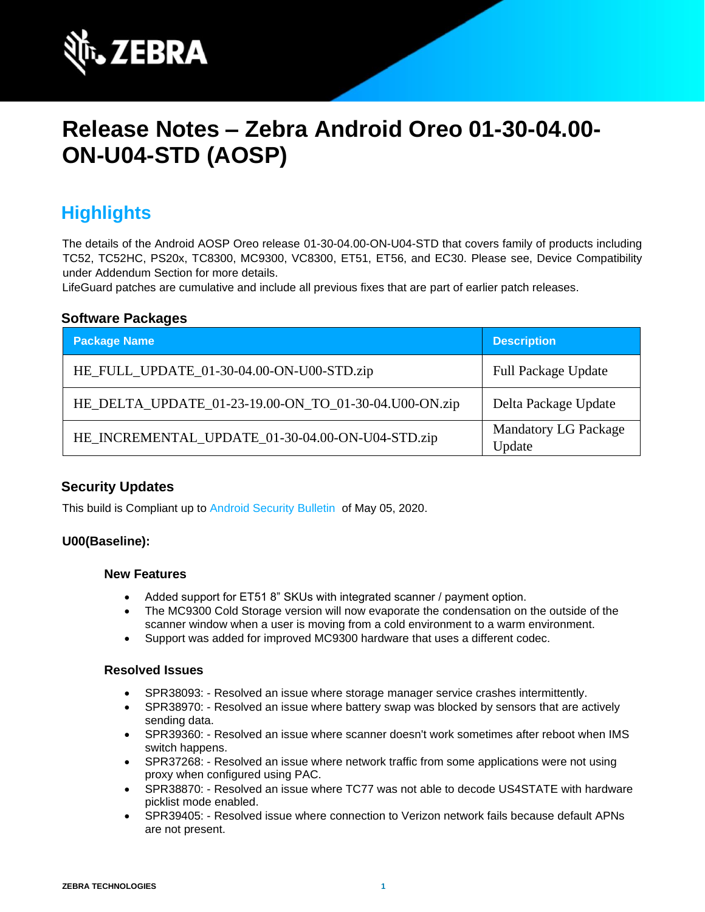# Release Notes – Zebra Android Oreo 01-30-04.00-ON-U04-STD (AOSP)

## Highlights

The details of the Android AOSP Oreo release 01-30-04.00-ON-U04-STD that covers family of products including TC52, TC52HC, PS20x, TC8300, MC9300, VC8300, ET51, ET56, and EC30. Please see, Device Compatibility under Addendum Section for more details.
LifeGuard patches are cumulative and include all previous fixes that are part of earlier patch releases.

### Software Packages

| Package Name | Description |
|---|---|
| HE_FULL_UPDATE_01-30-04.00-ON-U00-STD.zip | Full Package Update |
| HE_DELTA_UPDATE_01-23-19.00-ON_TO_01-30-04.U00-ON.zip | Delta Package Update |
| HE_INCREMENTAL_UPDATE_01-30-04.00-ON-U04-STD.zip | Mandatory LG Package Update |

### Security Updates

This build is Compliant up to Android Security Bulletin of May 05, 2020.

#### U00(Baseline):

##### New Features

- Added support for ET51 8" SKUs with integrated scanner / payment option.
- The MC9300 Cold Storage version will now evaporate the condensation on the outside of the scanner window when a user is moving from a cold environment to a warm environment.
- Support was added for improved MC9300 hardware that uses a different codec.

##### Resolved Issues

- SPR38093: - Resolved an issue where storage manager service crashes intermittently.
- SPR38970: - Resolved an issue where battery swap was blocked by sensors that are actively sending data.
- SPR39360: - Resolved an issue where scanner doesn't work sometimes after reboot when IMS switch happens.
- SPR37268: - Resolved an issue where network traffic from some applications were not using proxy when configured using PAC.
- SPR38870: - Resolved an issue where TC77 was not able to decode US4STATE with hardware picklist mode enabled.
- SPR39405: - Resolved issue where connection to Verizon network fails because default APNs are not present.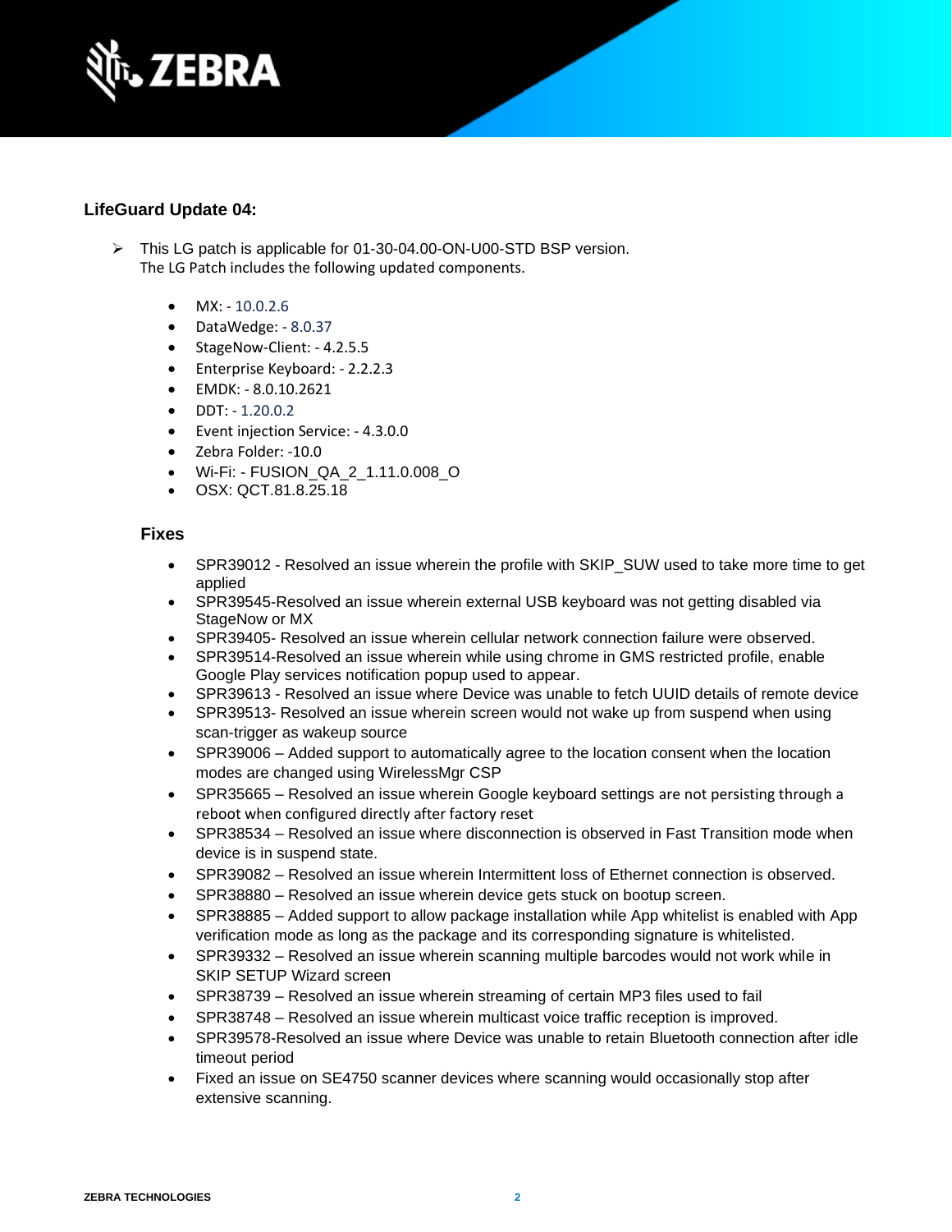### LifeGuard Update 04:

- This LG patch is applicable for 01-30-04.00-ON-U00-STD BSP version.
  The LG Patch includes the following updated components.

  - MX: - 10.0.2.6
  - DataWedge: - 8.0.37
  - StageNow-Client: - 4.2.5.5
  - Enterprise Keyboard: - 2.2.2.3
  - EMDK: - 8.0.10.2621
  - DDT: - 1.20.0.2
  - Event injection Service: - 4.3.0.0
  - Zebra Folder: -10.0
  - Wi-Fi: - FUSION_QA_2_1.11.0.008_O
  - OSX: QCT.81.8.25.18

  #### Fixes

  - SPR39012 - Resolved an issue wherein the profile with SKIP_SUW used to take more time to get applied
  - SPR39545-Resolved an issue wherein external USB keyboard was not getting disabled via StageNow or MX
  - SPR39405- Resolved an issue wherein cellular network connection failure were observed.
  - SPR39514-Resolved an issue wherein while using chrome in GMS restricted profile, enable Google Play services notification popup used to appear.
  - SPR39613 - Resolved an issue where Device was unable to fetch UUID details of remote device
  - SPR39513- Resolved an issue wherein screen would not wake up from suspend when using scan-trigger as wakeup source
  - SPR39006 – Added support to automatically agree to the location consent when the location modes are changed using WirelessMgr CSP
  - SPR35665 – Resolved an issue wherein Google keyboard settings are not persisting through a reboot when configured directly after factory reset
  - SPR38534 – Resolved an issue where disconnection is observed in Fast Transition mode when device is in suspend state.
  - SPR39082 – Resolved an issue wherein Intermittent loss of Ethernet connection is observed.
  - SPR38880 – Resolved an issue wherein device gets stuck on bootup screen.
  - SPR38885 – Added support to allow package installation while App whitelist is enabled with App verification mode as long as the package and its corresponding signature is whitelisted.
  - SPR39332 – Resolved an issue wherein scanning multiple barcodes would not work while in SKIP SETUP Wizard screen
  - SPR38739 – Resolved an issue wherein streaming of certain MP3 files used to fail
  - SPR38748 – Resolved an issue wherein multicast voice traffic reception is improved.
  - SPR39578-Resolved an issue where Device was unable to retain Bluetooth connection after idle timeout period
  - Fixed an issue on SE4750 scanner devices where scanning would occasionally stop after extensive scanning.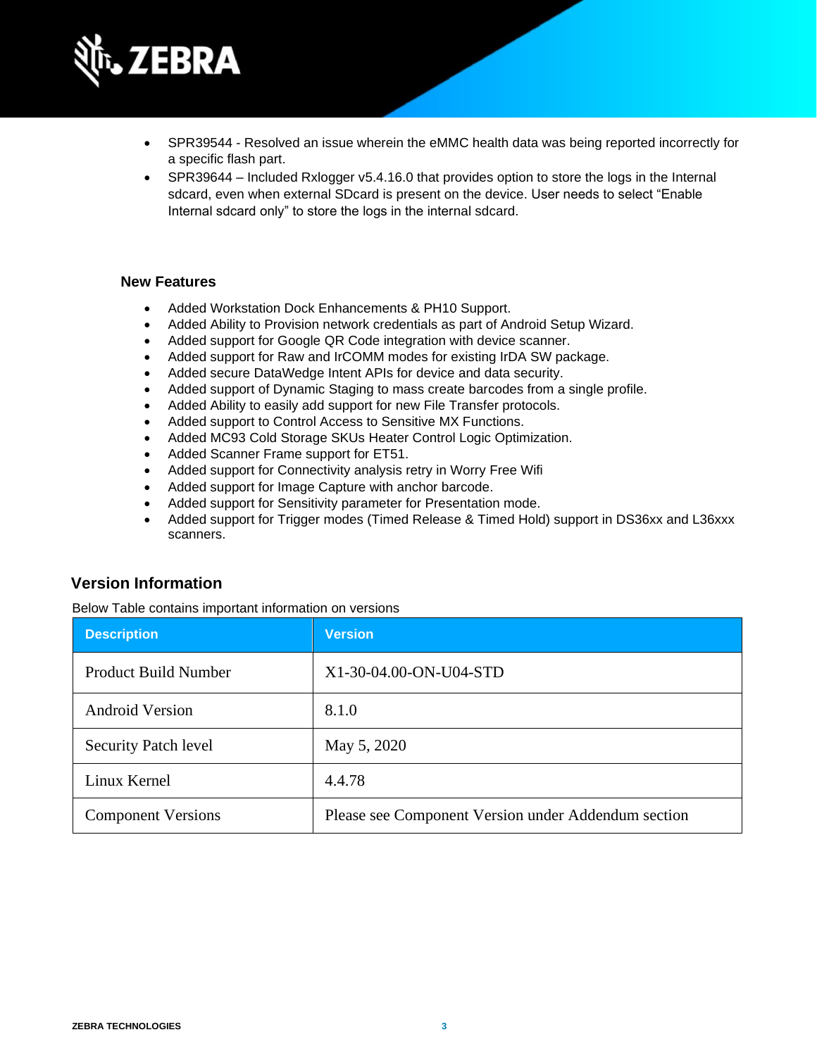- SPR39544 - Resolved an issue wherein the eMMC health data was being reported incorrectly for a specific flash part.
- SPR39644 – Included Rxlogger v5.4.16.0 that provides option to store the logs in the Internal sdcard, even when external SDcard is present on the device. User needs to select “Enable Internal sdcard only” to store the logs in the internal sdcard.

### New Features

- Added Workstation Dock Enhancements & PH10 Support.
- Added Ability to Provision network credentials as part of Android Setup Wizard.
- Added support for Google QR Code integration with device scanner.
- Added support for Raw and IrCOMM modes for existing IrDA SW package.
- Added secure DataWedge Intent APIs for device and data security.
- Added support of Dynamic Staging to mass create barcodes from a single profile.
- Added Ability to easily add support for new File Transfer protocols.
- Added support to Control Access to Sensitive MX Functions.
- Added MC93 Cold Storage SKUs Heater Control Logic Optimization.
- Added Scanner Frame support for ET51.
- Added support for Connectivity analysis retry in Worry Free Wifi
- Added support for Image Capture with anchor barcode.
- Added support for Sensitivity parameter for Presentation mode.
- Added support for Trigger modes (Timed Release & Timed Hold) support in DS36xx and L36xxx scanners.

## Version Information

Below Table contains important information on versions

| Description | Version |
|---|---|
| Product Build Number | X1-30-04.00-ON-U04-STD |
| Android Version | 8.1.0 |
| Security Patch level | May 5, 2020 |
| Linux Kernel | 4.4.78 |
| Component Versions | Please see Component Version under Addendum section |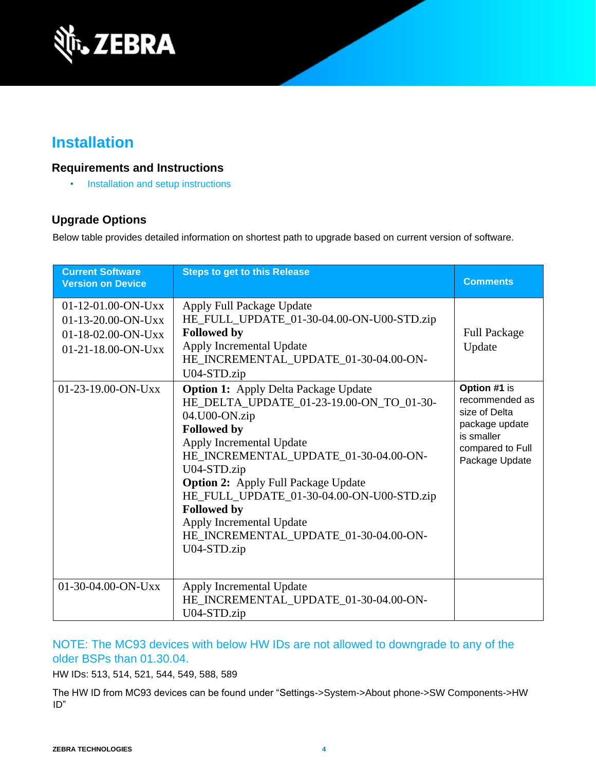# Installation

## Requirements and Instructions

- Installation and setup instructions

## Upgrade Options

Below table provides detailed information on shortest path to upgrade based on current version of software.

| Current Software Version on Device | Steps to get to this Release | Comments |
|---|---|---|
| 01-12-01.00-ON-Uxx<br>01-13-20.00-ON-Uxx<br>01-18-02.00-ON-Uxx<br>01-21-18.00-ON-Uxx | Apply Full Package Update<br>HE_FULL_UPDATE_01-30-04.00-ON-U00-STD.zip<br>**Followed by**<br>Apply Incremental Update<br>HE_INCREMENTAL_UPDATE_01-30-04.00-ON-U04-STD.zip | Full Package Update |
| 01-23-19.00-ON-Uxx | **Option 1:** Apply Delta Package Update<br>HE_DELTA_UPDATE_01-23-19.00-ON_TO_01-30-04.U00-ON.zip<br>**Followed by**<br>Apply Incremental Update<br>HE_INCREMENTAL_UPDATE_01-30-04.00-ON-U04-STD.zip<br>**Option 2:** Apply Full Package Update<br>HE_FULL_UPDATE_01-30-04.00-ON-U00-STD.zip<br>**Followed by**<br>Apply Incremental Update<br>HE_INCREMENTAL_UPDATE_01-30-04.00-ON-U04-STD.zip | **Option #1** is recommended as size of Delta package update is smaller compared to Full Package Update |
| 01-30-04.00-ON-Uxx | Apply Incremental Update<br>HE_INCREMENTAL_UPDATE_01-30-04.00-ON-U04-STD.zip | |

NOTE: The MC93 devices with below HW IDs are not allowed to downgrade to any of the older BSPs than 01.30.04.

HW IDs: 513, 514, 521, 544, 549, 588, 589

The HW ID from MC93 devices can be found under "Settings->System->About phone->SW Components->HW ID"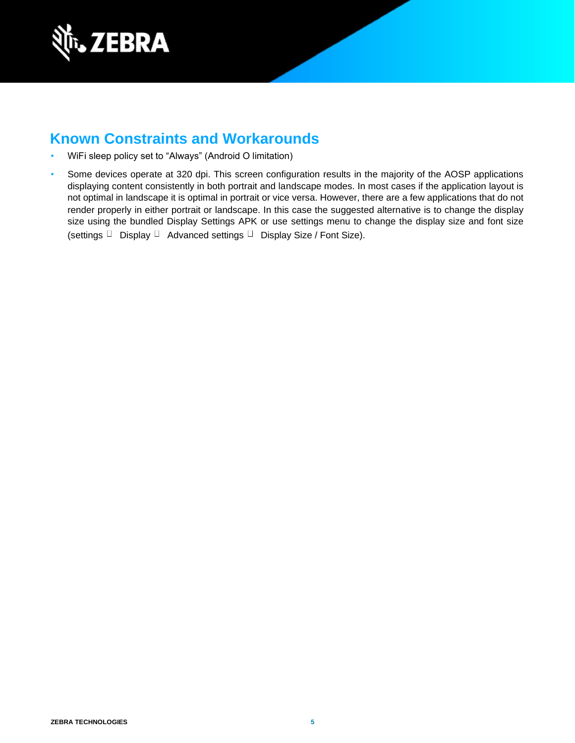## Known Constraints and Workarounds

- WiFi sleep policy set to “Always” (Android O limitation)
- Some devices operate at 320 dpi. This screen configuration results in the majority of the AOSP applications displaying content consistently in both portrait and landscape modes. In most cases if the application layout is not optimal in landscape it is optimal in portrait or vice versa. However, there are a few applications that do not render properly in either portrait or landscape. In this case the suggested alternative is to change the display size using the bundled Display Settings APK or use settings menu to change the display size and font size (settings  Display  Advanced settings  Display Size / Font Size).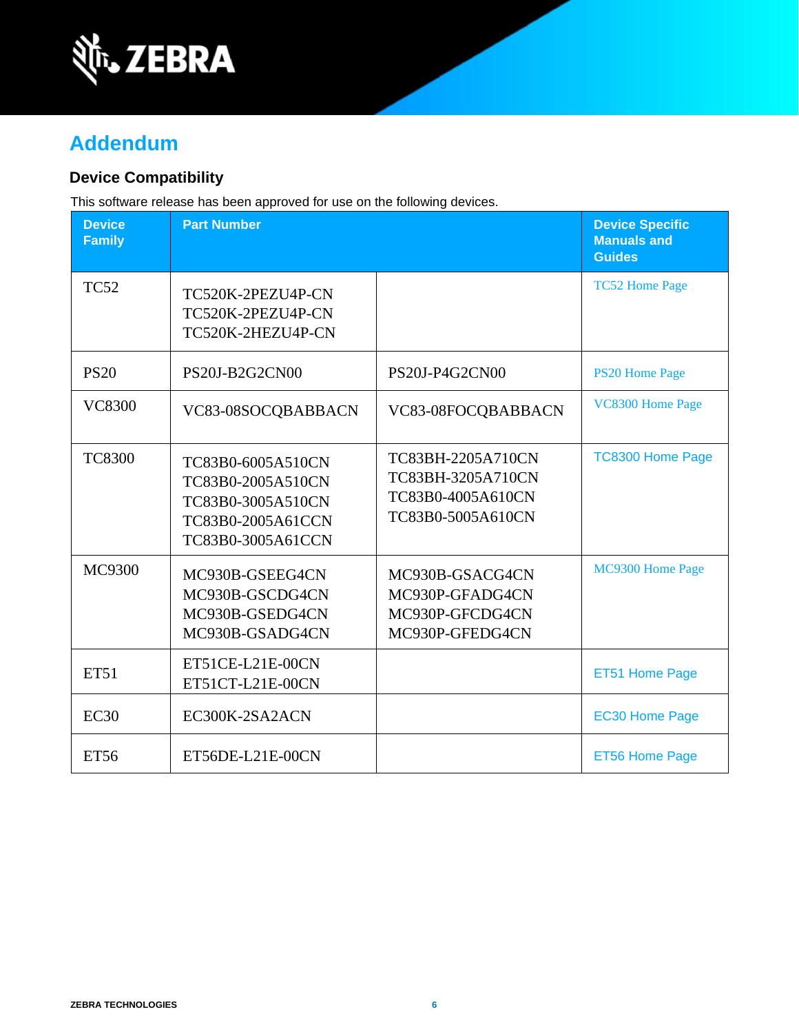## Addendum

### Device Compatibility

This software release has been approved for use on the following devices.

| Device Family | Part Number | | Device Specific Manuals and Guides |
|---|---|---|---|
| TC52 | TC520K-2PEZU4P-CN<br>TC520K-2PEZU4P-CN<br>TC520K-2HEZU4P-CN | | TC52 Home Page |
| PS20 | PS20J-B2G2CN00 | PS20J-P4G2CN00 | PS20 Home Page |
| VC8300 | VC83-08SOCQBABBACN | VC83-08FOCQBABBACN | VC8300 Home Page |
| TC8300 | TC83B0-6005A510CN<br>TC83B0-2005A510CN<br>TC83B0-3005A510CN<br>TC83B0-2005A61CCN<br>TC83B0-3005A61CCN | TC83BH-2205A710CN<br>TC83BH-3205A710CN<br>TC83B0-4005A610CN<br>TC83B0-5005A610CN | TC8300 Home Page |
| MC9300 | MC930B-GSEEG4CN<br>MC930B-GSCDG4CN<br>MC930B-GSEDG4CN<br>MC930B-GSADG4CN | MC930B-GSACG4CN<br>MC930P-GFADG4CN<br>MC930P-GFCDG4CN<br>MC930P-GFEDG4CN | MC9300 Home Page |
| ET51 | ET51CE-L21E-00CN<br>ET51CT-L21E-00CN | | ET51 Home Page |
| EC30 | EC300K-2SA2ACN | | EC30 Home Page |
| ET56 | ET56DE-L21E-00CN | | ET56 Home Page |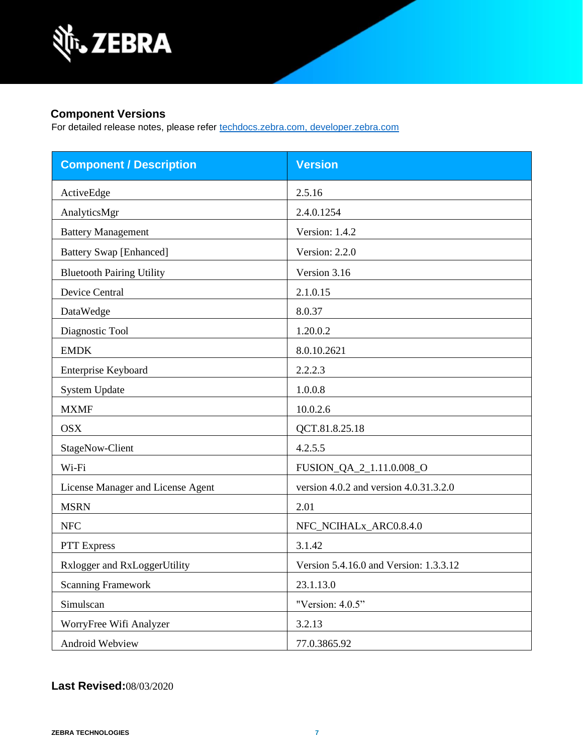## Component Versions

For detailed release notes, please refer [techdocs.zebra.com, developer.zebra.com](techdocs.zebra.com)

| Component / Description | Version |
| --- | --- |
| ActiveEdge | 2.5.16 |
| AnalyticsMgr | 2.4.0.1254 |
| Battery Management | Version: 1.4.2 |
| Battery Swap [Enhanced] | Version: 2.2.0 |
| Bluetooth Pairing Utility | Version 3.16 |
| Device Central | 2.1.0.15 |
| DataWedge | 8.0.37 |
| Diagnostic Tool | 1.20.0.2 |
| EMDK | 8.0.10.2621 |
| Enterprise Keyboard | 2.2.2.3 |
| System Update | 1.0.0.8 |
| MXMF | 10.0.2.6 |
| OSX | QCT.81.8.25.18 |
| StageNow-Client | 4.2.5.5 |
| Wi-Fi | FUSION_QA_2_1.11.0.008_O |
| License Manager and License Agent | version 4.0.2 and version 4.0.31.3.2.0 |
| MSRN | 2.01 |
| NFC | NFC_NCIHALx_ARC0.8.4.0 |
| PTT Express | 3.1.42 |
| Rxlogger and RxLoggerUtility | Version 5.4.16.0 and Version: 1.3.3.12 |
| Scanning Framework | 23.1.13.0 |
| Simulscan | "Version: 4.0.5” |
| WorryFree Wifi Analyzer | 3.2.13 |
| Android Webview | 77.0.3865.92 |

**Last Revised:**08/03/2020